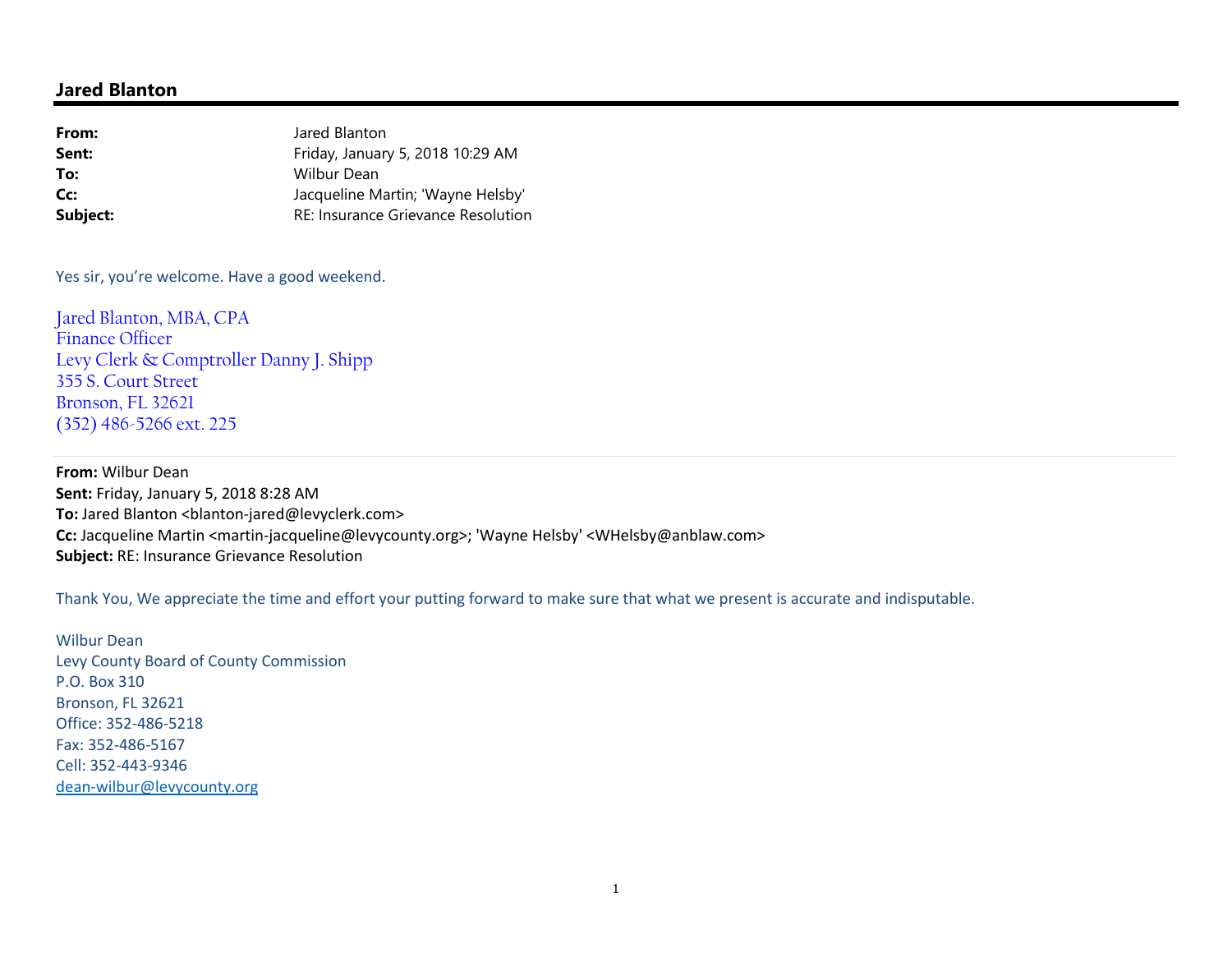## Jared Blanton

**From:** Jared Blanton
**Sent:** Friday, January 5, 2018 10:29 AM
**To:** Wilbur Dean
**Cc:** Jacqueline Martin; 'Wayne Helsby'
**Subject:** RE: Insurance Grievance Resolution

Yes sir, you're welcome. Have a good weekend.

Jared Blanton, MBA, CPA
Finance Officer
Levy Clerk & Comptroller Danny J. Shipp
355 S. Court Street
Bronson, FL 32621
(352) 486-5266 ext. 225

---

**From:** Wilbur Dean
**Sent:** Friday, January 5, 2018 8:28 AM
**To:** Jared Blanton <blanton-jared@levyclerk.com>
**Cc:** Jacqueline Martin <martin-jacqueline@levycounty.org>; 'Wayne Helsby' <WHelsby@anblaw.com>
**Subject:** RE: Insurance Grievance Resolution

Thank You, We appreciate the time and effort your putting forward to make sure that what we present is accurate and indisputable.

Wilbur Dean
Levy County Board of County Commission
P.O. Box 310
Bronson, FL 32621
Office: 352-486-5218
Fax: 352-486-5167
Cell: 352-443-9346
dean-wilbur@levycounty.org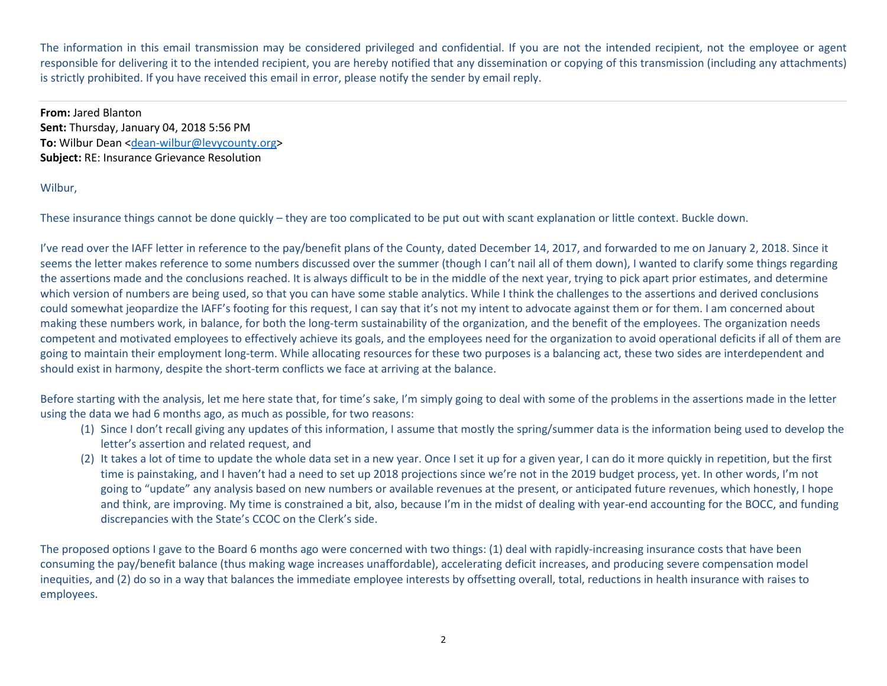The information in this email transmission may be considered privileged and confidential. If you are not the intended recipient, not the employee or agent responsible for delivering it to the intended recipient, you are hereby notified that any dissemination or copying of this transmission (including any attachments) is strictly prohibited. If you have received this email in error, please notify the sender by email reply.

---

**From:** Jared Blanton
**Sent:** Thursday, January 04, 2018 5:56 PM
**To:** Wilbur Dean <dean-wilbur@levycounty.org>
**Subject:** RE: Insurance Grievance Resolution

Wilbur,

These insurance things cannot be done quickly – they are too complicated to be put out with scant explanation or little context. Buckle down.

I've read over the IAFF letter in reference to the pay/benefit plans of the County, dated December 14, 2017, and forwarded to me on January 2, 2018. Since it seems the letter makes reference to some numbers discussed over the summer (though I can't nail all of them down), I wanted to clarify some things regarding the assertions made and the conclusions reached. It is always difficult to be in the middle of the next year, trying to pick apart prior estimates, and determine which version of numbers are being used, so that you can have some stable analytics. While I think the challenges to the assertions and derived conclusions could somewhat jeopardize the IAFF's footing for this request, I can say that it's not my intent to advocate against them or for them. I am concerned about making these numbers work, in balance, for both the long-term sustainability of the organization, and the benefit of the employees. The organization needs competent and motivated employees to effectively achieve its goals, and the employees need for the organization to avoid operational deficits if all of them are going to maintain their employment long-term. While allocating resources for these two purposes is a balancing act, these two sides are interdependent and should exist in harmony, despite the short-term conflicts we face at arriving at the balance.

Before starting with the analysis, let me here state that, for time's sake, I'm simply going to deal with some of the problems in the assertions made in the letter using the data we had 6 months ago, as much as possible, for two reasons:

(1) Since I don't recall giving any updates of this information, I assume that mostly the spring/summer data is the information being used to develop the letter's assertion and related request, and

(2) It takes a lot of time to update the whole data set in a new year. Once I set it up for a given year, I can do it more quickly in repetition, but the first time is painstaking, and I haven't had a need to set up 2018 projections since we're not in the 2019 budget process, yet. In other words, I'm not going to "update" any analysis based on new numbers or available revenues at the present, or anticipated future revenues, which honestly, I hope and think, are improving. My time is constrained a bit, also, because I'm in the midst of dealing with year-end accounting for the BOCC, and funding discrepancies with the State's CCOC on the Clerk's side.

The proposed options I gave to the Board 6 months ago were concerned with two things: (1) deal with rapidly-increasing insurance costs that have been consuming the pay/benefit balance (thus making wage increases unaffordable), accelerating deficit increases, and producing severe compensation model inequities, and (2) do so in a way that balances the immediate employee interests by offsetting overall, total, reductions in health insurance with raises to employees.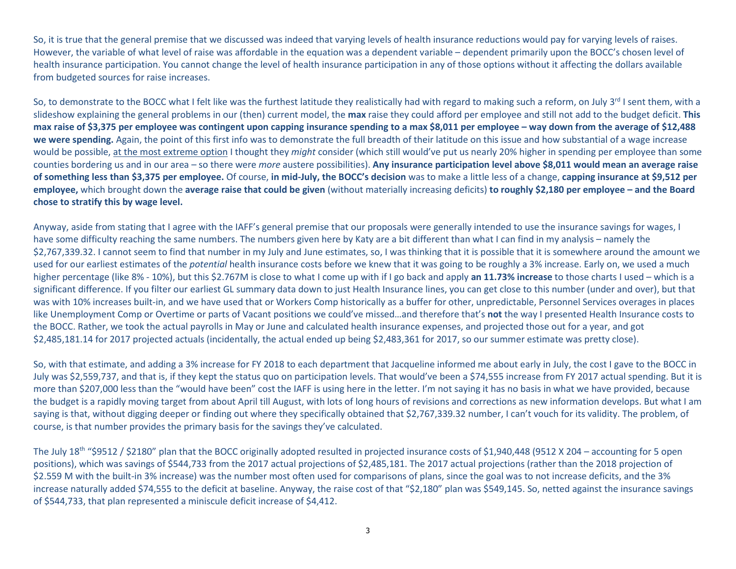So, it is true that the general premise that we discussed was indeed that varying levels of health insurance reductions would pay for varying levels of raises. However, the variable of what level of raise was affordable in the equation was a dependent variable – dependent primarily upon the BOCC's chosen level of health insurance participation. You cannot change the level of health insurance participation in any of those options without it affecting the dollars available from budgeted sources for raise increases.

So, to demonstrate to the BOCC what I felt like was the furthest latitude they realistically had with regard to making such a reform, on July 3rd I sent them, with a slideshow explaining the general problems in our (then) current model, the **max** raise they could afford per employee and still not add to the budget deficit. **This max raise of $3,375 per employee was contingent upon capping insurance spending to a max $8,011 per employee – way down from the average of $12,488 we were spending.** Again, the point of this first info was to demonstrate the full breadth of their latitude on this issue and how substantial of a wage increase would be possible, <u>at the most extreme option</u> I thought they *might* consider (which still would've put us nearly 20% higher in spending per employee than some counties bordering us and in our area – so there were *more* austere possibilities). **Any insurance participation level above $8,011 would mean an average raise of something less than $3,375 per employee.** Of course, **in mid-July, the BOCC's decision** was to make a little less of a change, **capping insurance at $9,512 per employee,** which brought down the **average raise that could be given** (without materially increasing deficits) **to roughly $2,180 per employee – and the Board chose to stratify this by wage level.**

Anyway, aside from stating that I agree with the IAFF's general premise that our proposals were generally intended to use the insurance savings for wages, I have some difficulty reaching the same numbers. The numbers given here by Katy are a bit different than what I can find in my analysis – namely the $2,767,339.32. I cannot seem to find that number in my July and June estimates, so, I was thinking that it is possible that it is somewhere around the amount we used for our earliest estimates of the *potential* health insurance costs before we knew that it was going to be roughly a 3% increase. Early on, we used a much higher percentage (like 8% - 10%), but this $2.767M is close to what I come up with if I go back and apply **an 11.73% increase** to those charts I used – which is a significant difference. If you filter our earliest GL summary data down to just Health Insurance lines, you can get close to this number (under and over), but that was with 10% increases built-in, and we have used that or Workers Comp historically as a buffer for other, unpredictable, Personnel Services overages in places like Unemployment Comp or Overtime or parts of Vacant positions we could've missed…and therefore that's **not** the way I presented Health Insurance costs to the BOCC. Rather, we took the actual payrolls in May or June and calculated health insurance expenses, and projected those out for a year, and got $2,485,181.14 for 2017 projected actuals (incidentally, the actual ended up being $2,483,361 for 2017, so our summer estimate was pretty close).

So, with that estimate, and adding a 3% increase for FY 2018 to each department that Jacqueline informed me about early in July, the cost I gave to the BOCC in July was $2,559,737, and that is, if they kept the status quo on participation levels. That would've been a $74,555 increase from FY 2017 actual spending. But it is more than $207,000 less than the "would have been" cost the IAFF is using here in the letter. I'm not saying it has no basis in what we have provided, because the budget is a rapidly moving target from about April till August, with lots of long hours of revisions and corrections as new information develops. But what I am saying is that, without digging deeper or finding out where they specifically obtained that $2,767,339.32 number, I can't vouch for its validity. The problem, of course, is that number provides the primary basis for the savings they've calculated.

The July 18th "$9512 / $2180" plan that the BOCC originally adopted resulted in projected insurance costs of $1,940,448 (9512 X 204 – accounting for 5 open positions), which was savings of $544,733 from the 2017 actual projections of $2,485,181. The 2017 actual projections (rather than the 2018 projection of $2.559 M with the built-in 3% increase) was the number most often used for comparisons of plans, since the goal was to not increase deficits, and the 3% increase naturally added $74,555 to the deficit at baseline. Anyway, the raise cost of that "$2,180" plan was $549,145. So, netted against the insurance savings of $544,733, that plan represented a miniscule deficit increase of $4,412.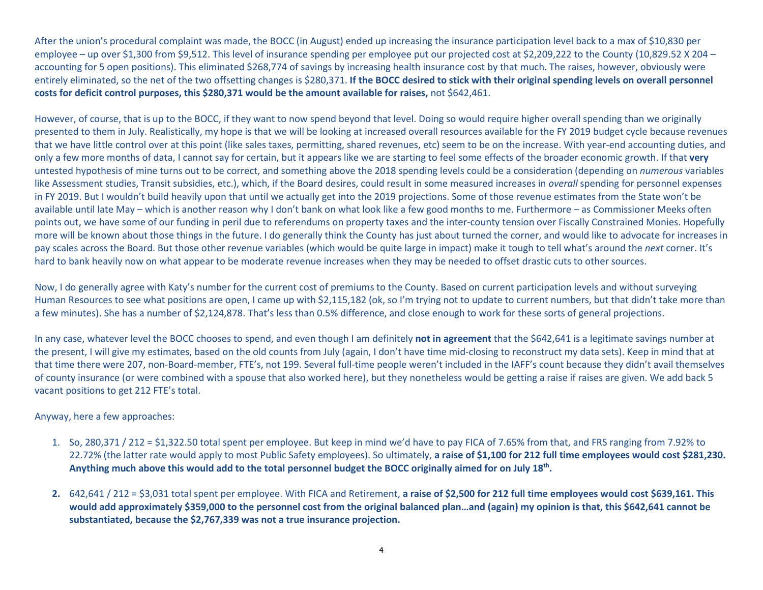After the union's procedural complaint was made, the BOCC (in August) ended up increasing the insurance participation level back to a max of $10,830 per employee – up over $1,300 from $9,512. This level of insurance spending per employee put our projected cost at $2,209,222 to the County (10,829.52 X 204 – accounting for 5 open positions). This eliminated $268,774 of savings by increasing health insurance cost by that much. The raises, however, obviously were entirely eliminated, so the net of the two offsetting changes is $280,371. **If the BOCC desired to stick with their original spending levels on overall personnel costs for deficit control purposes, this $280,371 would be the amount available for raises,** not $642,461.

However, of course, that is up to the BOCC, if they want to now spend beyond that level. Doing so would require higher overall spending than we originally presented to them in July. Realistically, my hope is that we will be looking at increased overall resources available for the FY 2019 budget cycle because revenues that we have little control over at this point (like sales taxes, permitting, shared revenues, etc) seem to be on the increase. With year-end accounting duties, and only a few more months of data, I cannot say for certain, but it appears like we are starting to feel some effects of the broader economic growth. If that **very** untested hypothesis of mine turns out to be correct, and something above the 2018 spending levels could be a consideration (depending on *numerous* variables like Assessment studies, Transit subsidies, etc.), which, if the Board desires, could result in some measured increases in *overall* spending for personnel expenses in FY 2019. But I wouldn't build heavily upon that until we actually get into the 2019 projections. Some of those revenue estimates from the State won't be available until late May – which is another reason why I don't bank on what look like a few good months to me. Furthermore – as Commissioner Meeks often points out, we have some of our funding in peril due to referendums on property taxes and the inter-county tension over Fiscally Constrained Monies. Hopefully more will be known about those things in the future. I do generally think the County has just about turned the corner, and would like to advocate for increases in pay scales across the Board. But those other revenue variables (which would be quite large in impact) make it tough to tell what's around the *next* corner. It's hard to bank heavily now on what appear to be moderate revenue increases when they may be needed to offset drastic cuts to other sources.

Now, I do generally agree with Katy's number for the current cost of premiums to the County. Based on current participation levels and without surveying Human Resources to see what positions are open, I came up with $2,115,182 (ok, so I'm trying not to update to current numbers, but that didn't take more than a few minutes). She has a number of $2,124,878. That's less than 0.5% difference, and close enough to work for these sorts of general projections.

In any case, whatever level the BOCC chooses to spend, and even though I am definitely **not in agreement** that the $642,641 is a legitimate savings number at the present, I will give my estimates, based on the old counts from July (again, I don't have time mid-closing to reconstruct my data sets). Keep in mind that at that time there were 207, non-Board-member, FTE's, not 199. Several full-time people weren't included in the IAFF's count because they didn't avail themselves of county insurance (or were combined with a spouse that also worked here), but they nonetheless would be getting a raise if raises are given. We add back 5 vacant positions to get 212 FTE's total.

Anyway, here a few approaches:

1. So, 280,371 / 212 = $1,322.50 total spent per employee. But keep in mind we'd have to pay FICA of 7.65% from that, and FRS ranging from 7.92% to 22.72% (the latter rate would apply to most Public Safety employees). So ultimately, **a raise of $1,100 for 212 full time employees would cost $281,230. Anything much above this would add to the total personnel budget the BOCC originally aimed for on July 18th.**

2. 642,641 / 212 = $3,031 total spent per employee. With FICA and Retirement, **a raise of $2,500 for 212 full time employees would cost $639,161. This would add approximately $359,000 to the personnel cost from the original balanced plan…and (again) my opinion is that, this $642,641 cannot be substantiated, because the $2,767,339 was not a true insurance projection.**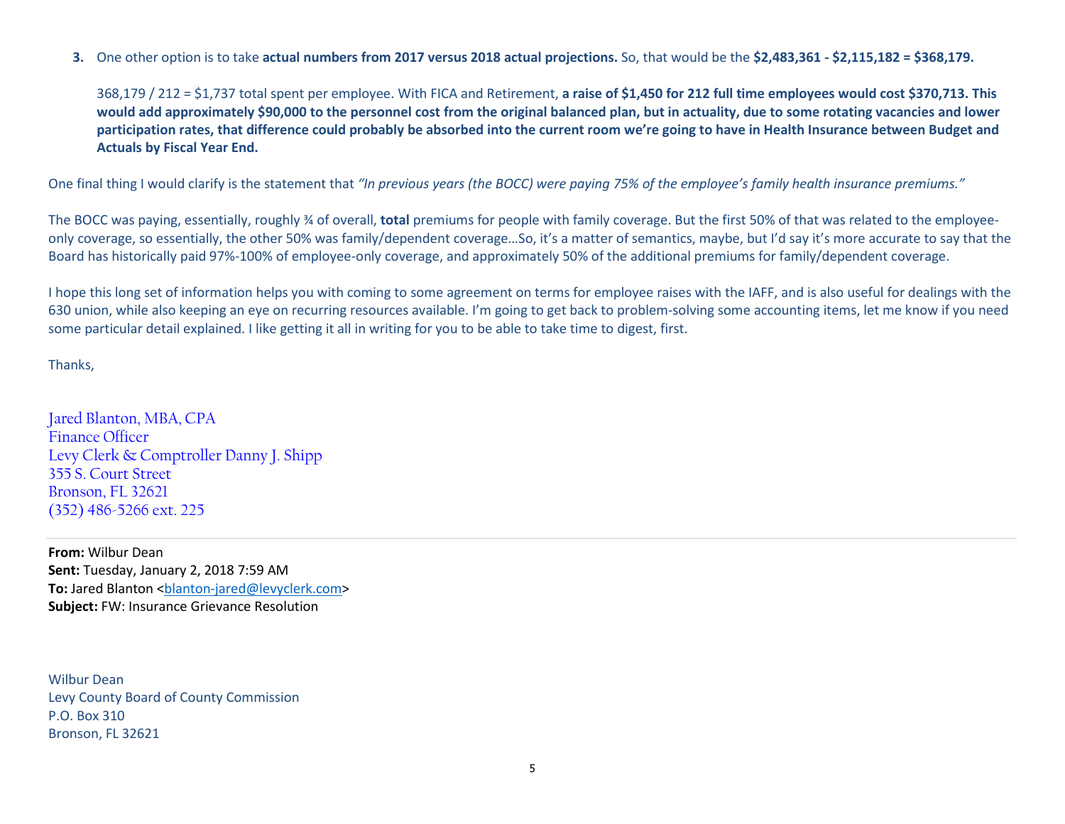3. One other option is to take **actual numbers from 2017 versus 2018 actual projections.** So, that would be the **$2,483,361 - $2,115,182 = $368,179.**

   368,179 / 212 = $1,737 total spent per employee. With FICA and Retirement, **a raise of $1,450 for 212 full time employees would cost $370,713. This would add approximately $90,000 to the personnel cost from the original balanced plan, but in actuality, due to some rotating vacancies and lower participation rates, that difference could probably be absorbed into the current room we're going to have in Health Insurance between Budget and Actuals by Fiscal Year End.**

One final thing I would clarify is the statement that *"In previous years (the BOCC) were paying 75% of the employee's family health insurance premiums."*

The BOCC was paying, essentially, roughly ¾ of overall, **total** premiums for people with family coverage. But the first 50% of that was related to the employee-only coverage, so essentially, the other 50% was family/dependent coverage…So, it's a matter of semantics, maybe, but I'd say it's more accurate to say that the Board has historically paid 97%-100% of employee-only coverage, and approximately 50% of the additional premiums for family/dependent coverage.

I hope this long set of information helps you with coming to some agreement on terms for employee raises with the IAFF, and is also useful for dealings with the 630 union, while also keeping an eye on recurring resources available. I'm going to get back to problem-solving some accounting items, let me know if you need some particular detail explained. I like getting it all in writing for you to be able to take time to digest, first.

Thanks,

Jared Blanton, MBA, CPA
Finance Officer
Levy Clerk & Comptroller Danny J. Shipp
355 S. Court Street
Bronson, FL 32621
(352) 486-5266 ext. 225

---

**From:** Wilbur Dean
**Sent:** Tuesday, January 2, 2018 7:59 AM
**To:** Jared Blanton <blanton-jared@levyclerk.com>
**Subject:** FW: Insurance Grievance Resolution

Wilbur Dean
Levy County Board of County Commission
P.O. Box 310
Bronson, FL 32621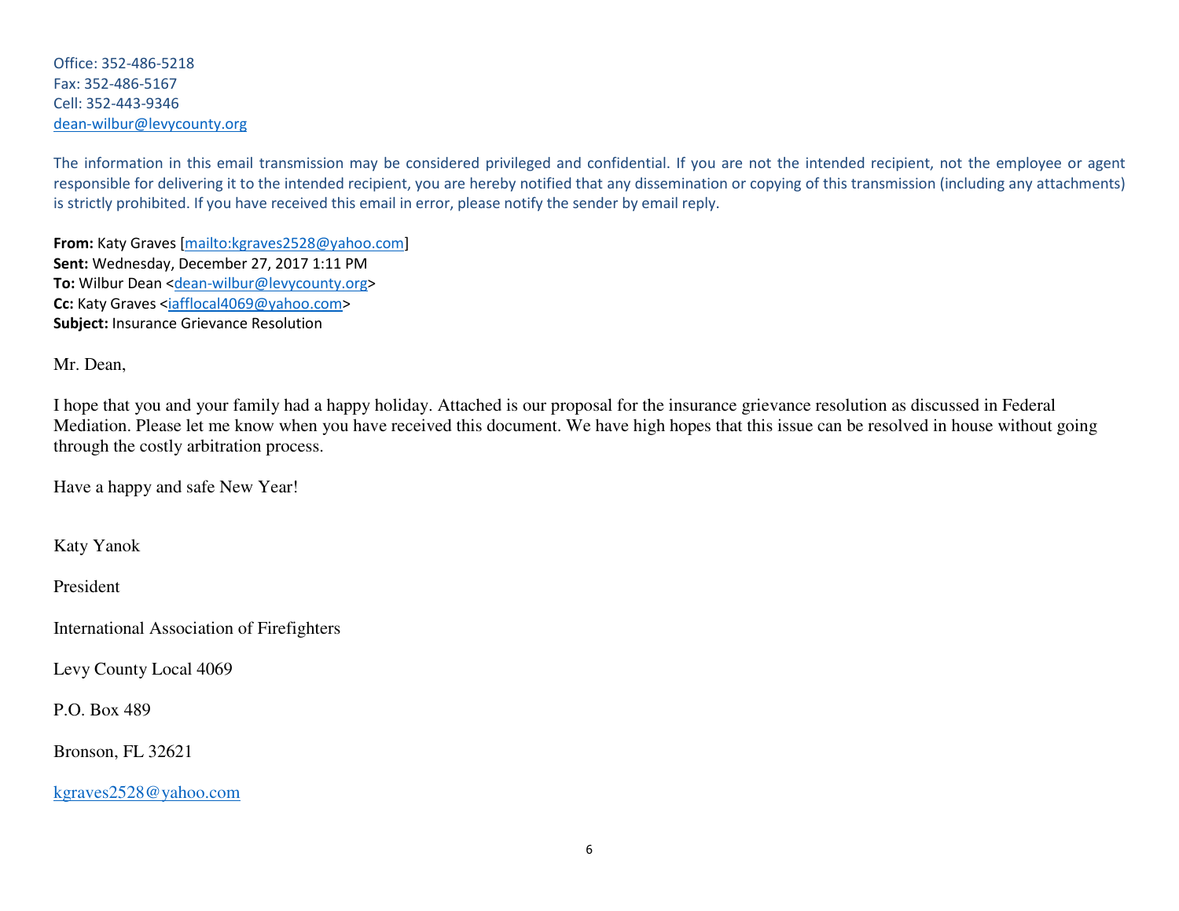Office: 352-486-5218
Fax: 352-486-5167
Cell: 352-443-9346
dean-wilbur@levycounty.org

The information in this email transmission may be considered privileged and confidential. If you are not the intended recipient, not the employee or agent responsible for delivering it to the intended recipient, you are hereby notified that any dissemination or copying of this transmission (including any attachments) is strictly prohibited. If you have received this email in error, please notify the sender by email reply.

**From:** Katy Graves [mailto:kgraves2528@yahoo.com]
**Sent:** Wednesday, December 27, 2017 1:11 PM
**To:** Wilbur Dean <dean-wilbur@levycounty.org>
**Cc:** Katy Graves <iafflocal4069@yahoo.com>
**Subject:** Insurance Grievance Resolution

Mr. Dean,

I hope that you and your family had a happy holiday. Attached is our proposal for the insurance grievance resolution as discussed in Federal Mediation. Please let me know when you have received this document. We have high hopes that this issue can be resolved in house without going through the costly arbitration process.

Have a happy and safe New Year!

Katy Yanok

President

International Association of Firefighters

Levy County Local 4069

P.O. Box 489

Bronson, FL 32621

kgraves2528@yahoo.com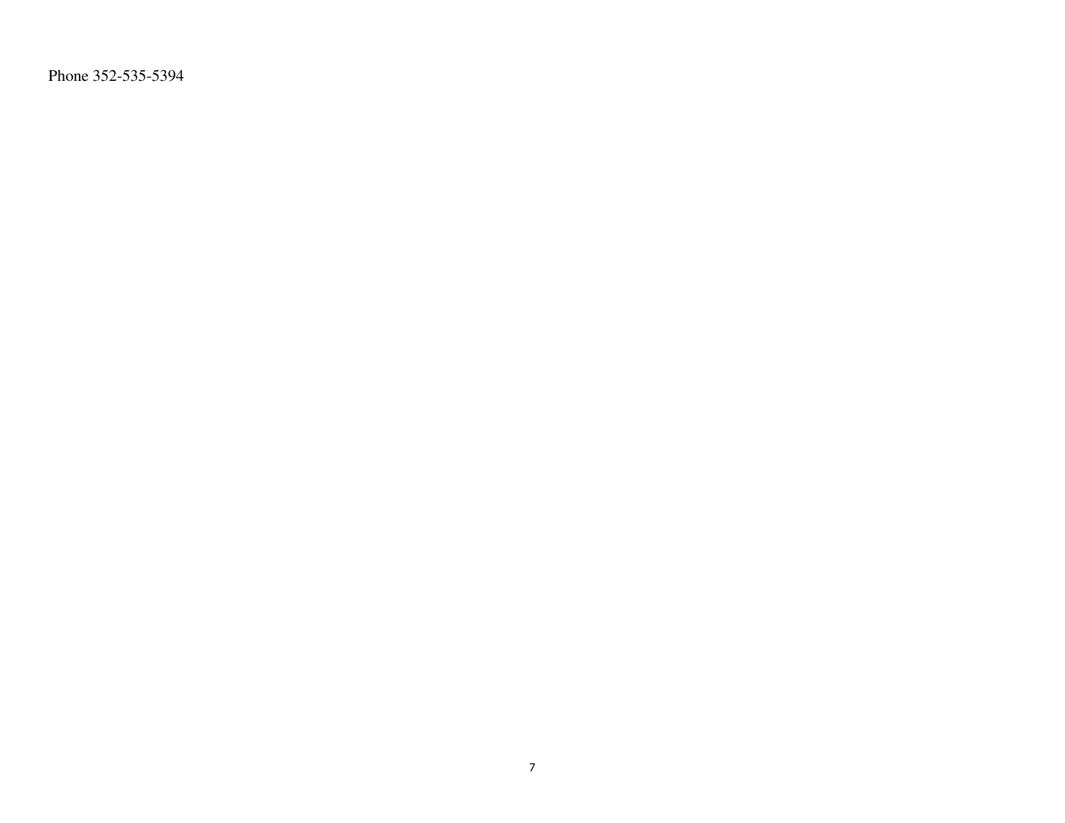Phone 352-535-5394